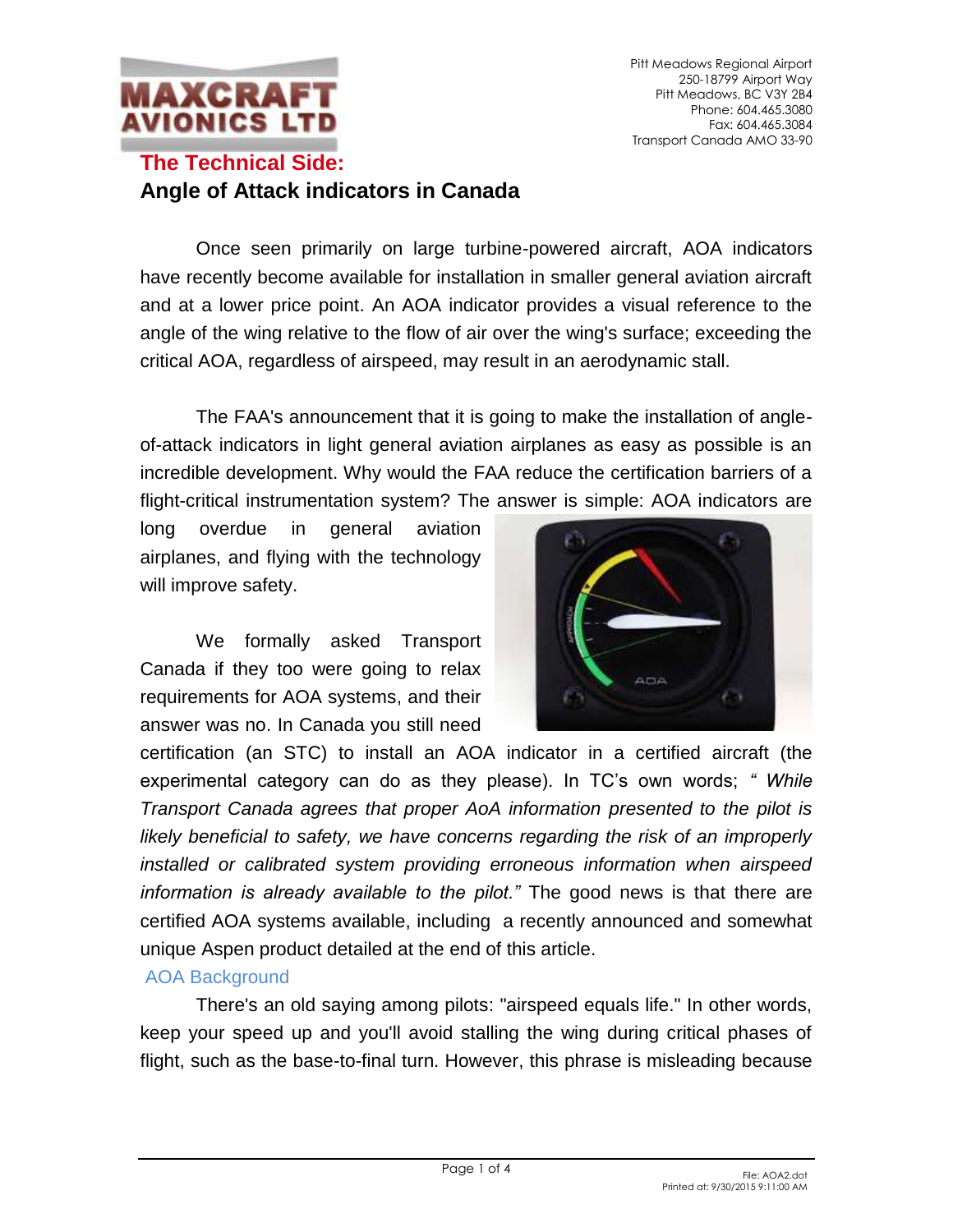Pitt Meadows Regional Airport
250-18799 Airport Way
Pitt Meadows, BC V3Y 2B4
Phone: 604.465.3080
Fax: 604.465.3084
Transport Canada AMO 33-90

## The Technical Side:

## Angle of Attack indicators in Canada

Once seen primarily on large turbine-powered aircraft, AOA indicators have recently become available for installation in smaller general aviation aircraft and at a lower price point. An AOA indicator provides a visual reference to the angle of the wing relative to the flow of air over the wing's surface; exceeding the critical AOA, regardless of airspeed, may result in an aerodynamic stall.

The FAA's announcement that it is going to make the installation of angle-of-attack indicators in light general aviation airplanes as easy as possible is an incredible development. Why would the FAA reduce the certification barriers of a flight-critical instrumentation system? The answer is simple: AOA indicators are long overdue in general aviation airplanes, and flying with the technology will improve safety.

We formally asked Transport Canada if they too were going to relax requirements for AOA systems, and their answer was no. In Canada you still need certification (an STC) to install an AOA indicator in a certified aircraft (the experimental category can do as they please). In TC's own words; *" While Transport Canada agrees that proper AoA information presented to the pilot is likely beneficial to safety, we have concerns regarding the risk of an improperly installed or calibrated system providing erroneous information when airspeed information is already available to the pilot."* The good news is that there are certified AOA systems available, including a recently announced and somewhat unique Aspen product detailed at the end of this article.

### AOA Background

There's an old saying among pilots: "airspeed equals life." In other words, keep your speed up and you'll avoid stalling the wing during critical phases of flight, such as the base-to-final turn. However, this phrase is misleading because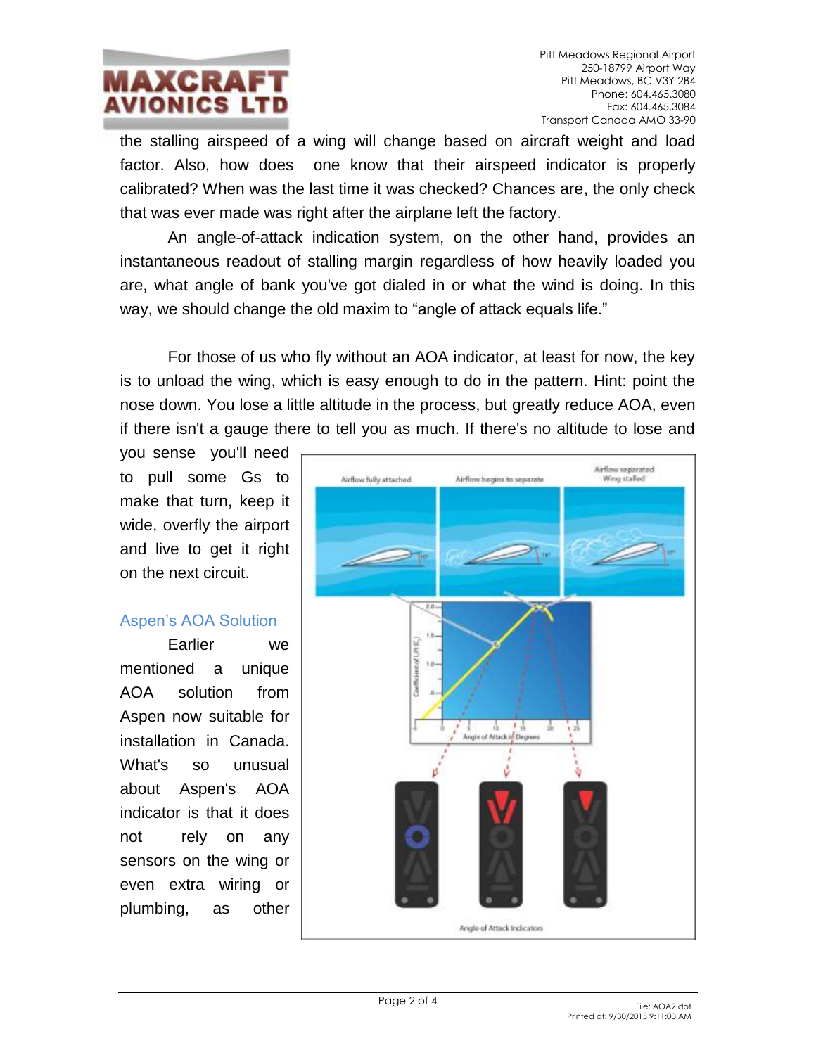the stalling airspeed of a wing will change based on aircraft weight and load factor. Also, how does one know that their airspeed indicator is properly calibrated? When was the last time it was checked? Chances are, the only check that was ever made was right after the airplane left the factory.

An angle-of-attack indication system, on the other hand, provides an instantaneous readout of stalling margin regardless of how heavily loaded you are, what angle of bank you've got dialed in or what the wind is doing. In this way, we should change the old maxim to "angle of attack equals life."

For those of us who fly without an AOA indicator, at least for now, the key is to unload the wing, which is easy enough to do in the pattern. Hint: point the nose down. You lose a little altitude in the process, but greatly reduce AOA, even if there isn't a gauge there to tell you as much. If there's no altitude to lose and you sense you'll need to pull some Gs to make that turn, keep it wide, overfly the airport and live to get it right on the next circuit.

## Aspen's AOA Solution

Earlier we mentioned a unique AOA solution from Aspen now suitable for installation in Canada. What's so unusual about Aspen's AOA indicator is that it does not rely on any sensors on the wing or even extra wiring or plumbing, as other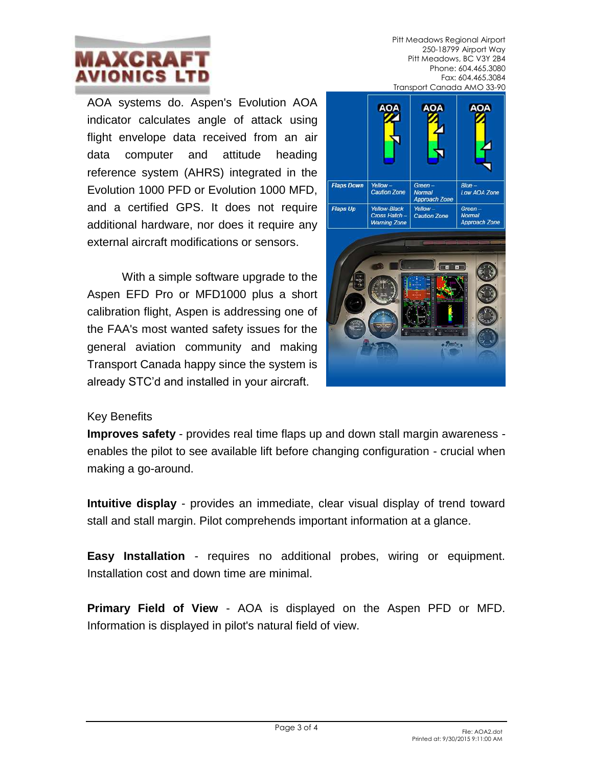AOA systems do. Aspen's Evolution AOA indicator calculates angle of attack using flight envelope data received from an air data computer and attitude heading reference system (AHRS) integrated in the Evolution 1000 PFD or Evolution 1000 MFD, and a certified GPS. It does not require additional hardware, nor does it require any external aircraft modifications or sensors.

With a simple software upgrade to the Aspen EFD Pro or MFD1000 plus a short calibration flight, Aspen is addressing one of the FAA's most wanted safety issues for the general aviation community and making Transport Canada happy since the system is already STC'd and installed in your aircraft.

| | AOA | AOA | AOA |
|---|---|---|---|
| Flaps Down | Yellow – Caution Zone | Green – Normal Approach Zone | Blue – Low AOA Zone |
| Flaps Up | Yellow-Black Cross Hatch – Warning Zone | Yellow – Caution Zone | Green – Normal Approach Zone |

Key Benefits

**Improves safety** - provides real time flaps up and down stall margin awareness - enables the pilot to see available lift before changing configuration - crucial when making a go-around.

**Intuitive display** - provides an immediate, clear visual display of trend toward stall and stall margin. Pilot comprehends important information at a glance.

**Easy Installation** - requires no additional probes, wiring or equipment. Installation cost and down time are minimal.

**Primary Field of View** - AOA is displayed on the Aspen PFD or MFD. Information is displayed in pilot's natural field of view.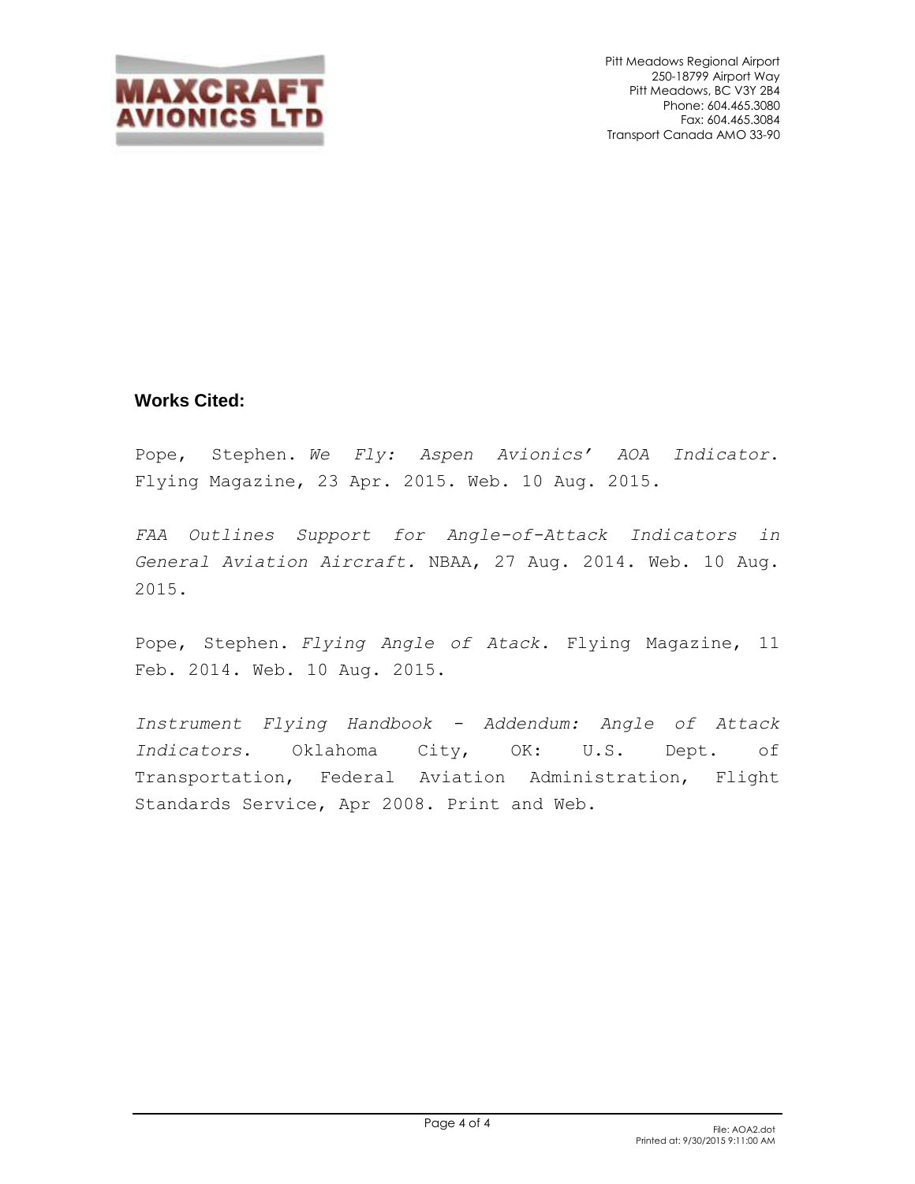**Works Cited:**

Pope, Stephen. *We Fly: Aspen Avionics' AOA Indicator*. Flying Magazine, 23 Apr. 2015. Web. 10 Aug. 2015.

*FAA Outlines Support for Angle-of-Attack Indicators in General Aviation Aircraft.* NBAA, 27 Aug. 2014. Web. 10 Aug. 2015.

Pope, Stephen. *Flying Angle of Atack*. Flying Magazine, 11 Feb. 2014. Web. 10 Aug. 2015.

*Instrument Flying Handbook - Addendum: Angle of Attack Indicators*. Oklahoma City, OK: U.S. Dept. of Transportation, Federal Aviation Administration, Flight Standards Service, Apr 2008. Print and Web.